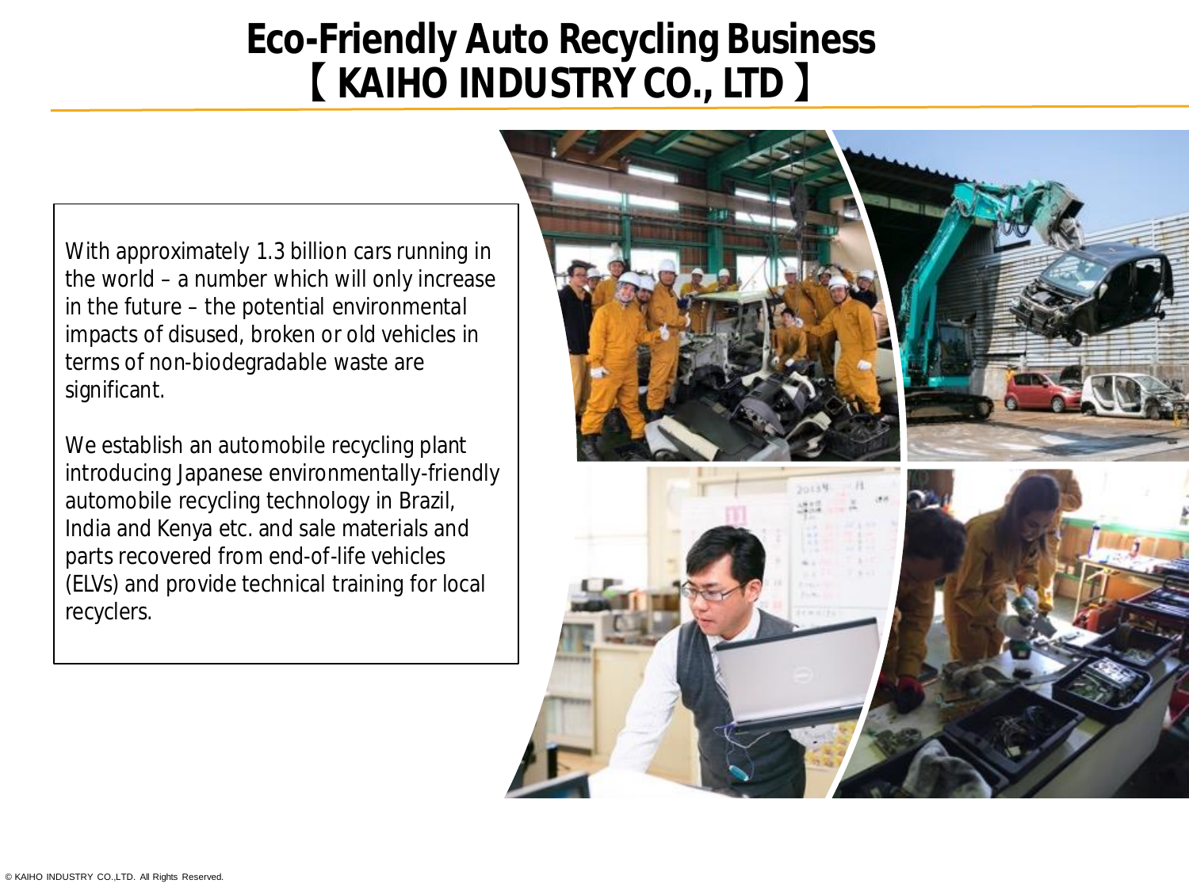# Eco-Friendly Auto Recycling Business
# 【 KAIHO INDUSTRY CO., LTD 】

With approximately 1.3 billion cars running in the world – a number which will only increase in the future – the potential environmental impacts of disused, broken or old vehicles in terms of non-biodegradable waste are significant.

We establish an automobile recycling plant introducing Japanese environmentally-friendly automobile recycling technology in Brazil, India and Kenya etc. and sale materials and parts recovered from end-of-life vehicles (ELVs) and provide technical training for local recyclers.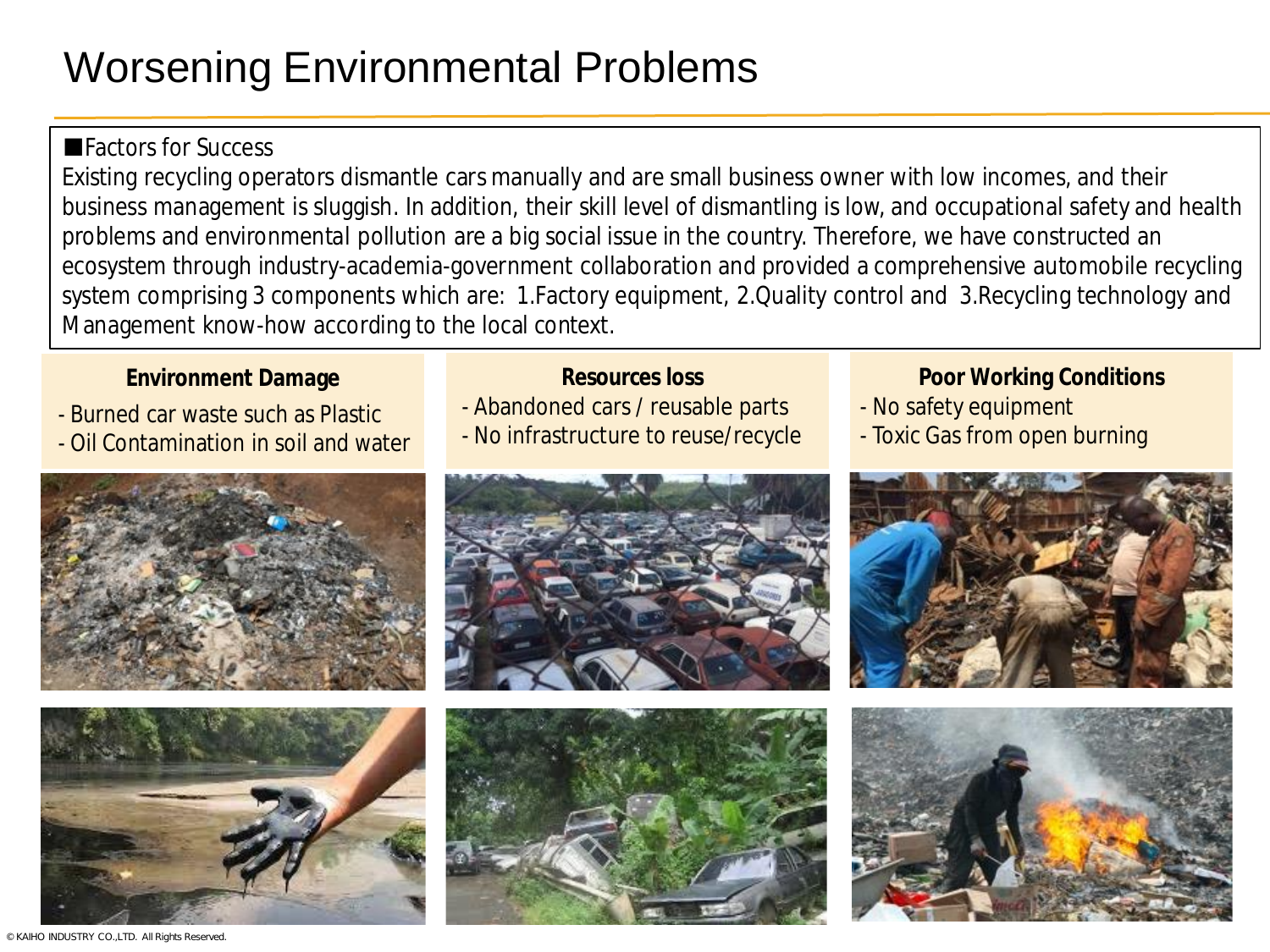# Worsening Environmental Problems

■Factors for Success

Existing recycling operators dismantle cars manually and are small business owner with low incomes, and their business management is sluggish. In addition, their skill level of dismantling is low, and occupational safety and health problems and environmental pollution are a big social issue in the country. Therefore, we have constructed an ecosystem through industry-academia-government collaboration and provided a comprehensive automobile recycling system comprising 3 components which are: 1.Factory equipment, 2.Quality control and 3.Recycling technology and Management know-how according to the local context.

**Environment Damage**
- Burned car waste such as Plastic
- Oil Contamination in soil and water

**Resources loss**
- Abandoned cars / reusable parts
- No infrastructure to reuse/recycle

**Poor Working Conditions**
- No safety equipment
- Toxic Gas from open burning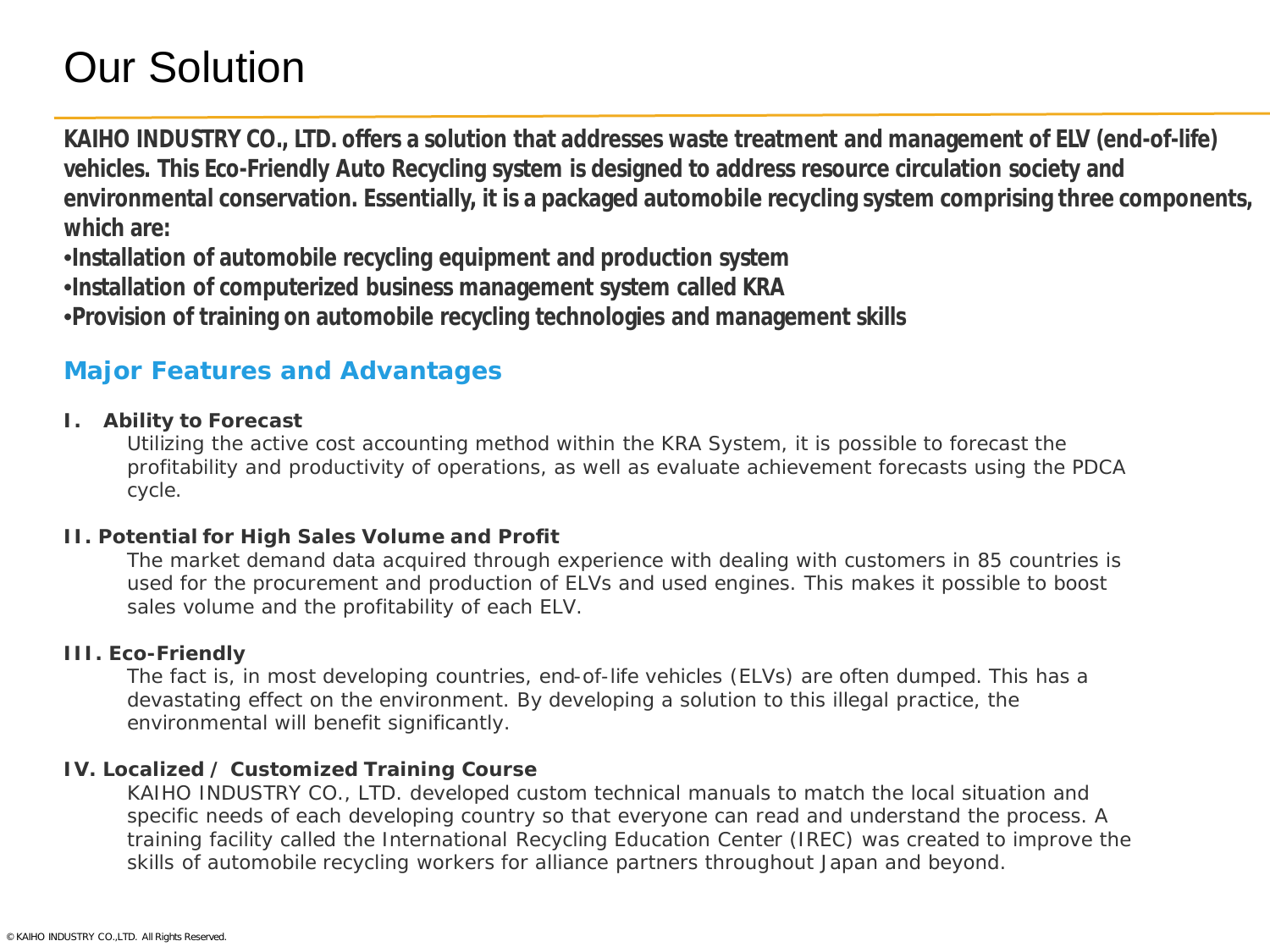# Our Solution

**KAIHO INDUSTRY CO., LTD. offers a solution that addresses waste treatment and management of ELV (end-of-life) vehicles. This Eco-Friendly Auto Recycling system is designed to address resource circulation society and environmental conservation. Essentially, it is a packaged automobile recycling system comprising three components, which are:**

- **Installation of automobile recycling equipment and production system**
- **Installation of computerized business management system called KRA**
- **Provision of training on automobile recycling technologies and management skills**

## Major Features and Advantages

**I. Ability to Forecast**

Utilizing the active cost accounting method within the KRA System, it is possible to forecast the profitability and productivity of operations, as well as evaluate achievement forecasts using the PDCA cycle.

**II. Potential for High Sales Volume and Profit**

The market demand data acquired through experience with dealing with customers in 85 countries is used for the procurement and production of ELVs and used engines. This makes it possible to boost sales volume and the profitability of each ELV.

**III. Eco-Friendly**

The fact is, in most developing countries, end-of-life vehicles (ELVs) are often dumped. This has a devastating effect on the environment. By developing a solution to this illegal practice, the environmental will benefit significantly.

**IV. Localized / Customized Training Course**

KAIHO INDUSTRY CO., LTD. developed custom technical manuals to match the local situation and specific needs of each developing country so that everyone can read and understand the process. A training facility called the International Recycling Education Center (IREC) was created to improve the skills of automobile recycling workers for alliance partners throughout Japan and beyond.